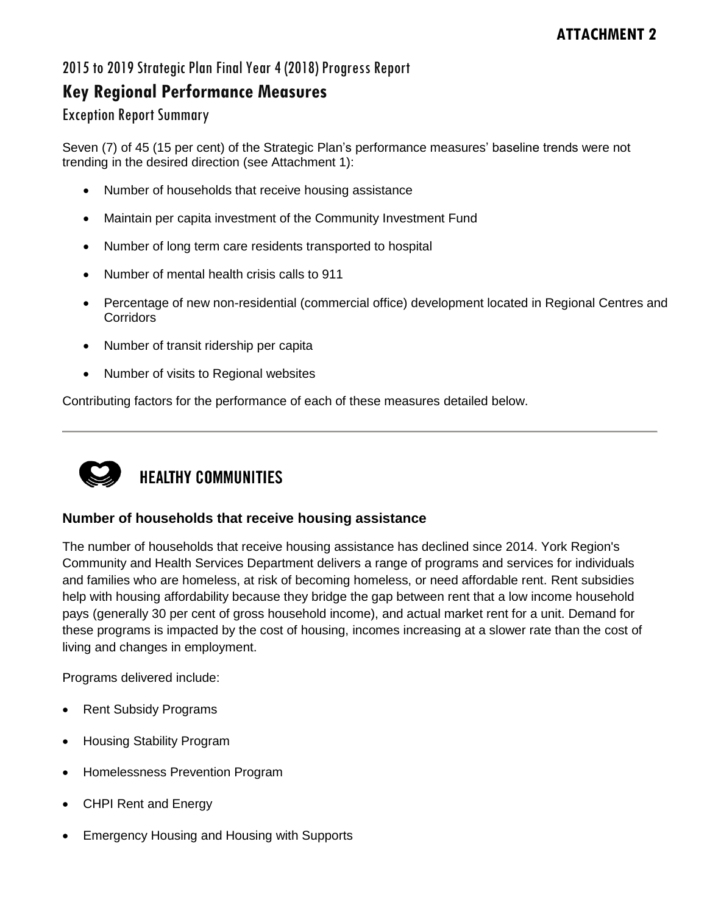**ATTACHMENT 2**

## 2015 to 2019 Strategic Plan Final Year 4 (2018) Progress Report

# Key Regional Performance Measures

### Exception Report Summary

Seven (7) of 45 (15 per cent) of the Strategic Plan's performance measures' baseline trends were not trending in the desired direction (see Attachment 1):

- Number of households that receive housing assistance
- Maintain per capita investment of the Community Investment Fund
- Number of long term care residents transported to hospital
- Number of mental health crisis calls to 911
- Percentage of new non-residential (commercial office) development located in Regional Centres and Corridors
- Number of transit ridership per capita
- Number of visits to Regional websites

Contributing factors for the performance of each of these measures detailed below.

---

## HEALTHY COMMUNITIES

### Number of households that receive housing assistance

The number of households that receive housing assistance has declined since 2014. York Region's Community and Health Services Department delivers a range of programs and services for individuals and families who are homeless, at risk of becoming homeless, or need affordable rent. Rent subsidies help with housing affordability because they bridge the gap between rent that a low income household pays (generally 30 per cent of gross household income), and actual market rent for a unit. Demand for these programs is impacted by the cost of housing, incomes increasing at a slower rate than the cost of living and changes in employment.

Programs delivered include:

- Rent Subsidy Programs
- Housing Stability Program
- Homelessness Prevention Program
- CHPI Rent and Energy
- Emergency Housing and Housing with Supports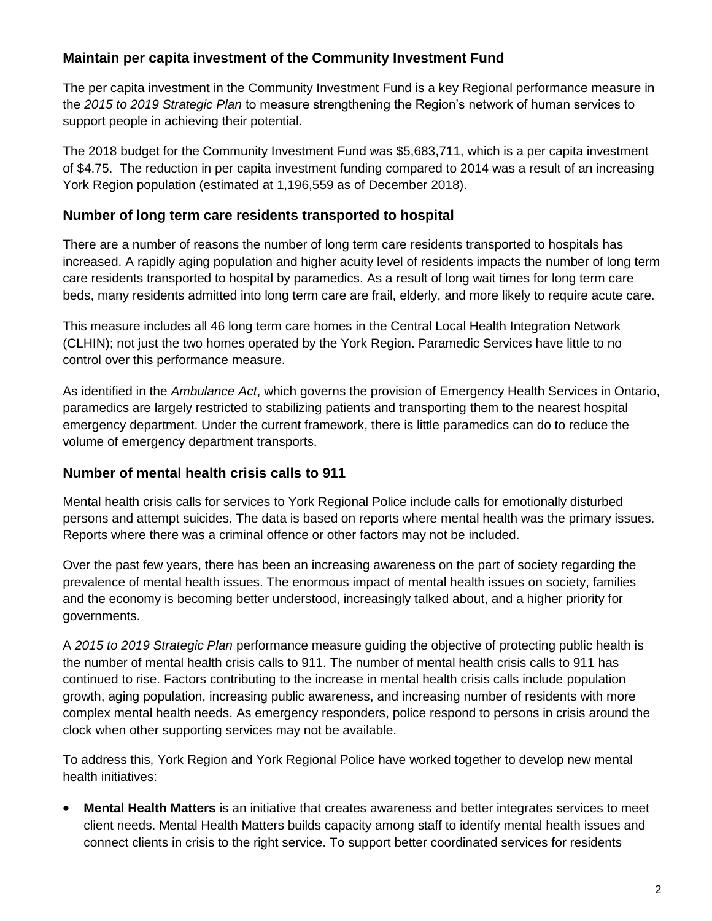### Maintain per capita investment of the Community Investment Fund

The per capita investment in the Community Investment Fund is a key Regional performance measure in the *2015 to 2019 Strategic Plan* to measure strengthening the Region's network of human services to support people in achieving their potential.

The 2018 budget for the Community Investment Fund was $5,683,711, which is a per capita investment of $4.75. The reduction in per capita investment funding compared to 2014 was a result of an increasing York Region population (estimated at 1,196,559 as of December 2018).

### Number of long term care residents transported to hospital

There are a number of reasons the number of long term care residents transported to hospitals has increased. A rapidly aging population and higher acuity level of residents impacts the number of long term care residents transported to hospital by paramedics. As a result of long wait times for long term care beds, many residents admitted into long term care are frail, elderly, and more likely to require acute care.

This measure includes all 46 long term care homes in the Central Local Health Integration Network (CLHIN); not just the two homes operated by the York Region. Paramedic Services have little to no control over this performance measure.

As identified in the *Ambulance Act*, which governs the provision of Emergency Health Services in Ontario, paramedics are largely restricted to stabilizing patients and transporting them to the nearest hospital emergency department. Under the current framework, there is little paramedics can do to reduce the volume of emergency department transports.

### Number of mental health crisis calls to 911

Mental health crisis calls for services to York Regional Police include calls for emotionally disturbed persons and attempt suicides. The data is based on reports where mental health was the primary issues. Reports where there was a criminal offence or other factors may not be included.

Over the past few years, there has been an increasing awareness on the part of society regarding the prevalence of mental health issues. The enormous impact of mental health issues on society, families and the economy is becoming better understood, increasingly talked about, and a higher priority for governments.

A *2015 to 2019 Strategic Plan* performance measure guiding the objective of protecting public health is the number of mental health crisis calls to 911. The number of mental health crisis calls to 911 has continued to rise. Factors contributing to the increase in mental health crisis calls include population growth, aging population, increasing public awareness, and increasing number of residents with more complex mental health needs. As emergency responders, police respond to persons in crisis around the clock when other supporting services may not be available.

To address this, York Region and York Regional Police have worked together to develop new mental health initiatives:

- **Mental Health Matters** is an initiative that creates awareness and better integrates services to meet client needs. Mental Health Matters builds capacity among staff to identify mental health issues and connect clients in crisis to the right service. To support better coordinated services for residents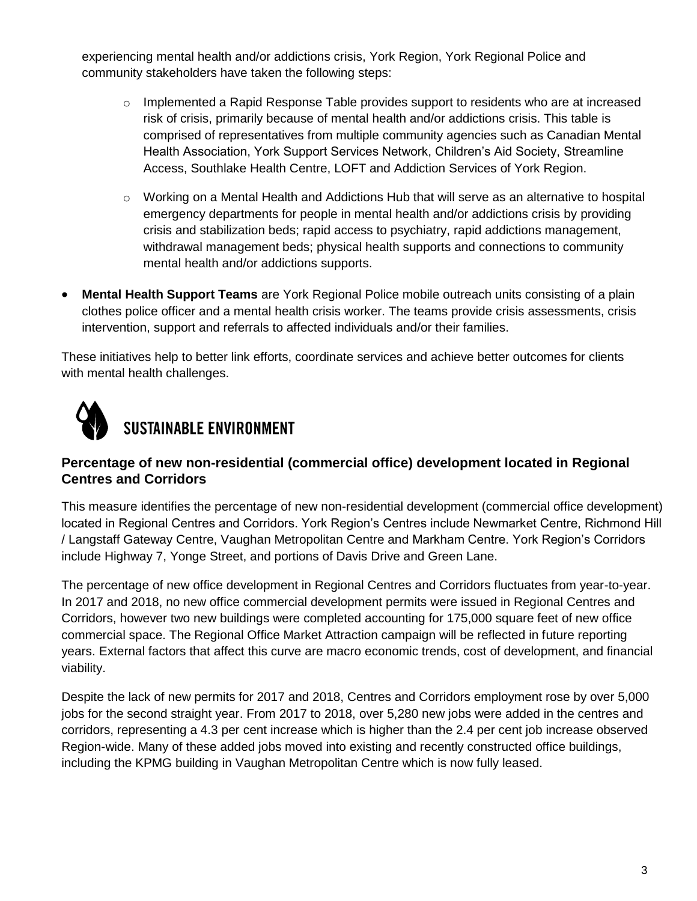experiencing mental health and/or addictions crisis, York Region, York Regional Police and community stakeholders have taken the following steps:

- Implemented a Rapid Response Table provides support to residents who are at increased risk of crisis, primarily because of mental health and/or addictions crisis. This table is comprised of representatives from multiple community agencies such as Canadian Mental Health Association, York Support Services Network, Children's Aid Society, Streamline Access, Southlake Health Centre, LOFT and Addiction Services of York Region.
- Working on a Mental Health and Addictions Hub that will serve as an alternative to hospital emergency departments for people in mental health and/or addictions crisis by providing crisis and stabilization beds; rapid access to psychiatry, rapid addictions management, withdrawal management beds; physical health supports and connections to community mental health and/or addictions supports.

- **Mental Health Support Teams** are York Regional Police mobile outreach units consisting of a plain clothes police officer and a mental health crisis worker. The teams provide crisis assessments, crisis intervention, support and referrals to affected individuals and/or their families.

These initiatives help to better link efforts, coordinate services and achieve better outcomes for clients with mental health challenges.

## SUSTAINABLE ENVIRONMENT

### Percentage of new non-residential (commercial office) development located in Regional Centres and Corridors

This measure identifies the percentage of new non-residential development (commercial office development) located in Regional Centres and Corridors. York Region's Centres include Newmarket Centre, Richmond Hill / Langstaff Gateway Centre, Vaughan Metropolitan Centre and Markham Centre. York Region's Corridors include Highway 7, Yonge Street, and portions of Davis Drive and Green Lane.

The percentage of new office development in Regional Centres and Corridors fluctuates from year-to-year. In 2017 and 2018, no new office commercial development permits were issued in Regional Centres and Corridors, however two new buildings were completed accounting for 175,000 square feet of new office commercial space. The Regional Office Market Attraction campaign will be reflected in future reporting years. External factors that affect this curve are macro economic trends, cost of development, and financial viability.

Despite the lack of new permits for 2017 and 2018, Centres and Corridors employment rose by over 5,000 jobs for the second straight year. From 2017 to 2018, over 5,280 new jobs were added in the centres and corridors, representing a 4.3 per cent increase which is higher than the 2.4 per cent job increase observed Region-wide. Many of these added jobs moved into existing and recently constructed office buildings, including the KPMG building in Vaughan Metropolitan Centre which is now fully leased.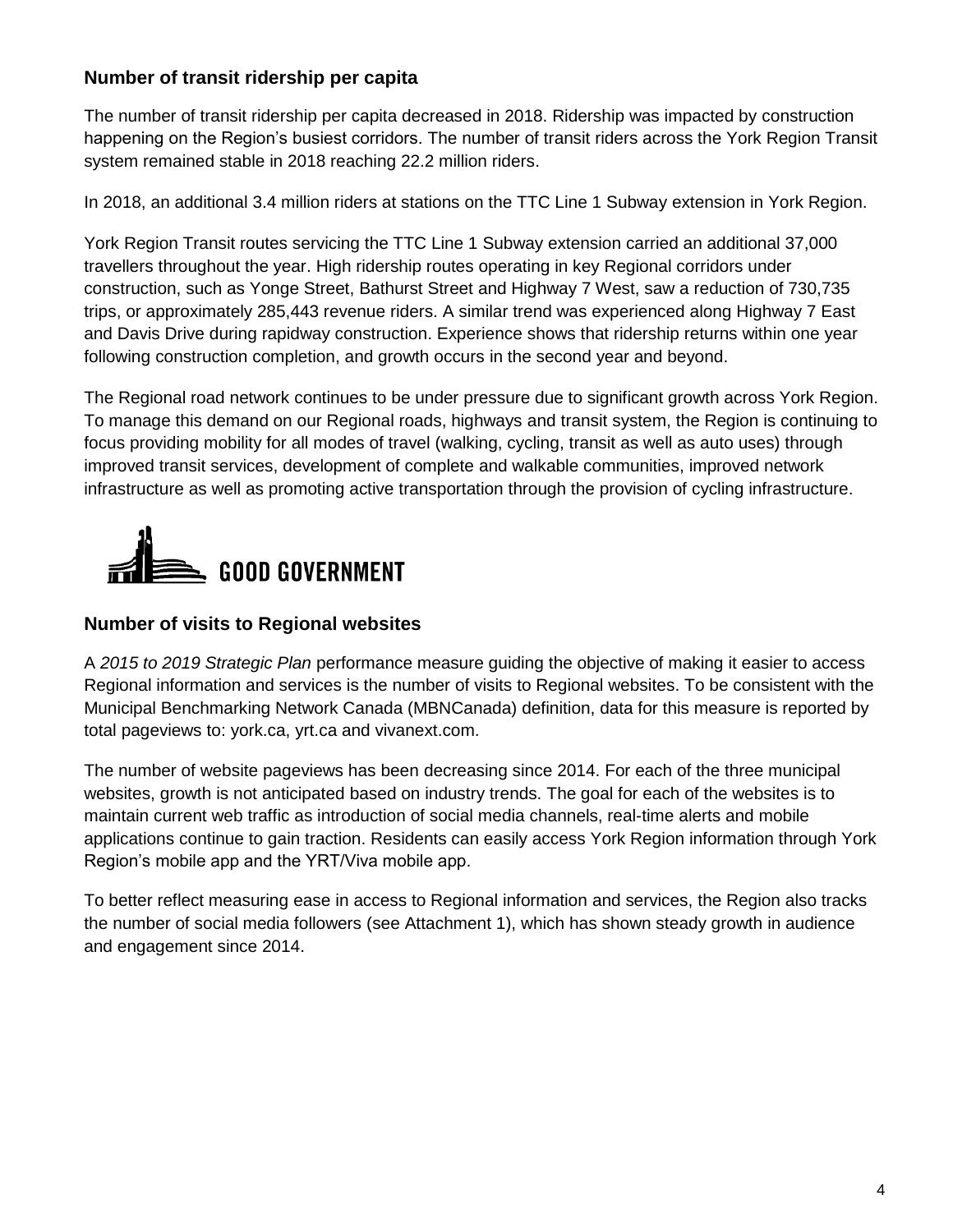### Number of transit ridership per capita

The number of transit ridership per capita decreased in 2018. Ridership was impacted by construction happening on the Region's busiest corridors. The number of transit riders across the York Region Transit system remained stable in 2018 reaching 22.2 million riders.

In 2018, an additional 3.4 million riders at stations on the TTC Line 1 Subway extension in York Region.

York Region Transit routes servicing the TTC Line 1 Subway extension carried an additional 37,000 travellers throughout the year. High ridership routes operating in key Regional corridors under construction, such as Yonge Street, Bathurst Street and Highway 7 West, saw a reduction of 730,735 trips, or approximately 285,443 revenue riders. A similar trend was experienced along Highway 7 East and Davis Drive during rapidway construction. Experience shows that ridership returns within one year following construction completion, and growth occurs in the second year and beyond.

The Regional road network continues to be under pressure due to significant growth across York Region. To manage this demand on our Regional roads, highways and transit system, the Region is continuing to focus providing mobility for all modes of travel (walking, cycling, transit as well as auto uses) through improved transit services, development of complete and walkable communities, improved network infrastructure as well as promoting active transportation through the provision of cycling infrastructure.

## GOOD GOVERNMENT

### Number of visits to Regional websites

A *2015 to 2019 Strategic Plan* performance measure guiding the objective of making it easier to access Regional information and services is the number of visits to Regional websites. To be consistent with the Municipal Benchmarking Network Canada (MBNCanada) definition, data for this measure is reported by total pageviews to: york.ca, yrt.ca and vivanext.com.

The number of website pageviews has been decreasing since 2014. For each of the three municipal websites, growth is not anticipated based on industry trends. The goal for each of the websites is to maintain current web traffic as introduction of social media channels, real-time alerts and mobile applications continue to gain traction. Residents can easily access York Region information through York Region's mobile app and the YRT/Viva mobile app.

To better reflect measuring ease in access to Regional information and services, the Region also tracks the number of social media followers (see Attachment 1), which has shown steady growth in audience and engagement since 2014.